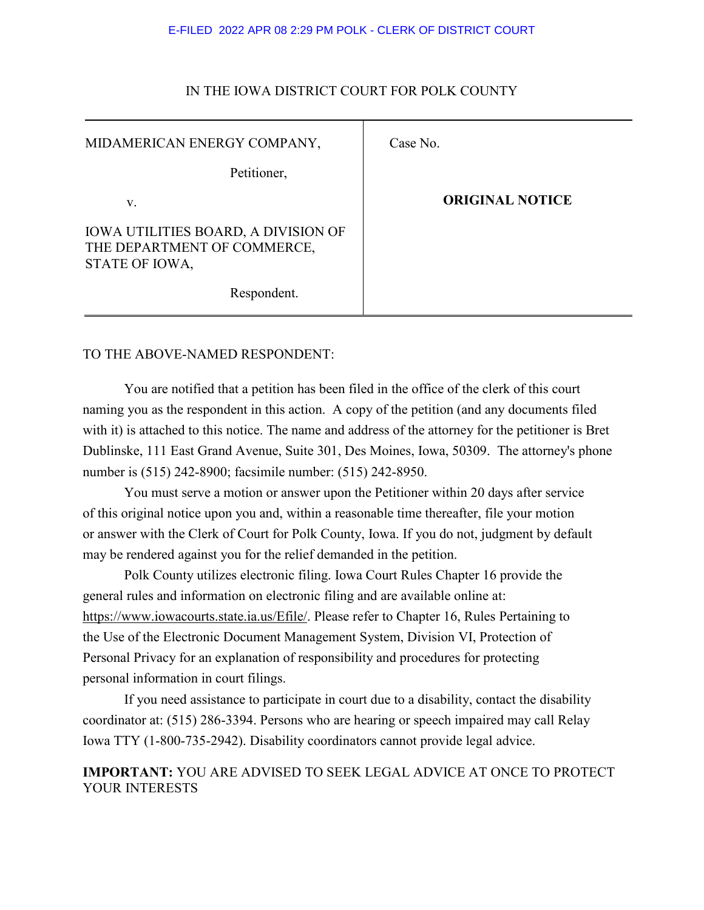E-FILED 2022 APR 08 2:29 PM POLK - CLERK OF DISTRICT COURT

IN THE IOWA DISTRICT COURT FOR POLK COUNTY

| | |
|---|---|
| MIDAMERICAN ENERGY COMPANY,<br><br>Petitioner,<br><br>v.<br><br>IOWA UTILITIES BOARD, A DIVISION OF THE DEPARTMENT OF COMMERCE, STATE OF IOWA,<br><br>Respondent. | Case No.<br><br>**ORIGINAL NOTICE** |

TO THE ABOVE-NAMED RESPONDENT:

You are notified that a petition has been filed in the office of the clerk of this court naming you as the respondent in this action. A copy of the petition (and any documents filed with it) is attached to this notice. The name and address of the attorney for the petitioner is Bret Dublinske, 111 East Grand Avenue, Suite 301, Des Moines, Iowa, 50309. The attorney's phone number is (515) 242-8900; facsimile number: (515) 242-8950.

You must serve a motion or answer upon the Petitioner within 20 days after service of this original notice upon you and, within a reasonable time thereafter, file your motion or answer with the Clerk of Court for Polk County, Iowa. If you do not, judgment by default may be rendered against you for the relief demanded in the petition.

Polk County utilizes electronic filing. Iowa Court Rules Chapter 16 provide the general rules and information on electronic filing and are available online at: https://www.iowacourts.state.ia.us/Efile/. Please refer to Chapter 16, Rules Pertaining to the Use of the Electronic Document Management System, Division VI, Protection of Personal Privacy for an explanation of responsibility and procedures for protecting personal information in court filings.

If you need assistance to participate in court due to a disability, contact the disability coordinator at: (515) 286-3394. Persons who are hearing or speech impaired may call Relay Iowa TTY (1-800-735-2942). Disability coordinators cannot provide legal advice.

**IMPORTANT:** YOU ARE ADVISED TO SEEK LEGAL ADVICE AT ONCE TO PROTECT YOUR INTERESTS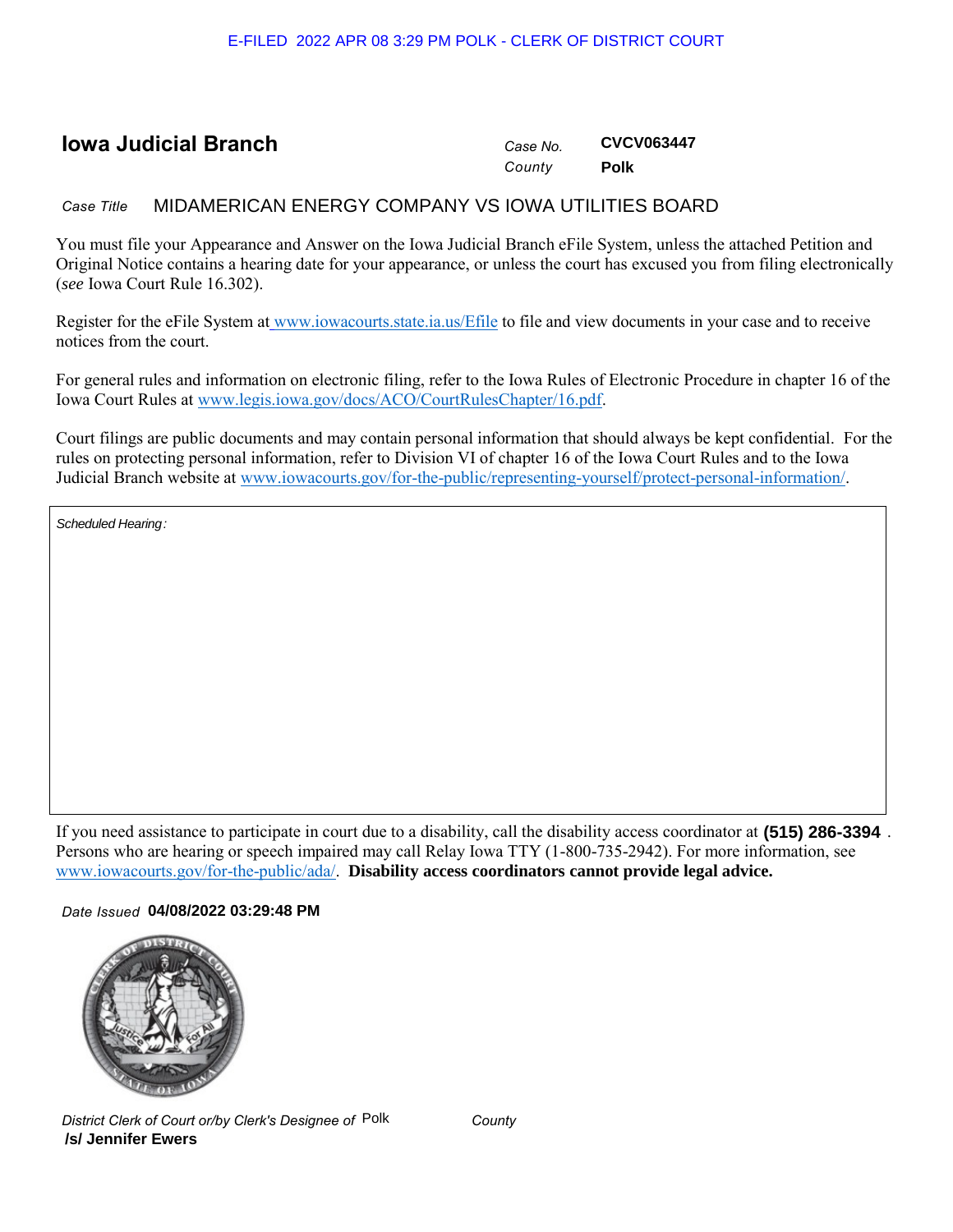E-FILED 2022 APR 08 3:29 PM POLK - CLERK OF DISTRICT COURT

# Iowa Judicial Branch

*Case No.* **CVCV063447**
*County* **Polk**

*Case Title* MIDAMERICAN ENERGY COMPANY VS IOWA UTILITIES BOARD

You must file your Appearance and Answer on the Iowa Judicial Branch eFile System, unless the attached Petition and Original Notice contains a hearing date for your appearance, or unless the court has excused you from filing electronically (*see* Iowa Court Rule 16.302).

Register for the eFile System at www.iowacourts.state.ia.us/Efile to file and view documents in your case and to receive notices from the court.

For general rules and information on electronic filing, refer to the Iowa Rules of Electronic Procedure in chapter 16 of the Iowa Court Rules at www.legis.iowa.gov/docs/ACO/CourtRulesChapter/16.pdf.

Court filings are public documents and may contain personal information that should always be kept confidential. For the rules on protecting personal information, refer to Division VI of chapter 16 of the Iowa Court Rules and to the Iowa Judicial Branch website at www.iowacourts.gov/for-the-public/representing-yourself/protect-personal-information/.

*Scheduled Hearing:*

If you need assistance to participate in court due to a disability, call the disability access coordinator at **(515) 286-3394** . Persons who are hearing or speech impaired may call Relay Iowa TTY (1-800-735-2942). For more information, see www.iowacourts.gov/for-the-public/ada/. **Disability access coordinators cannot provide legal advice.**

*Date Issued* **04/08/2022 03:29:48 PM**

*District Clerk of Court or/by Clerk's Designee of* Polk *County*
**/s/ Jennifer Ewers**